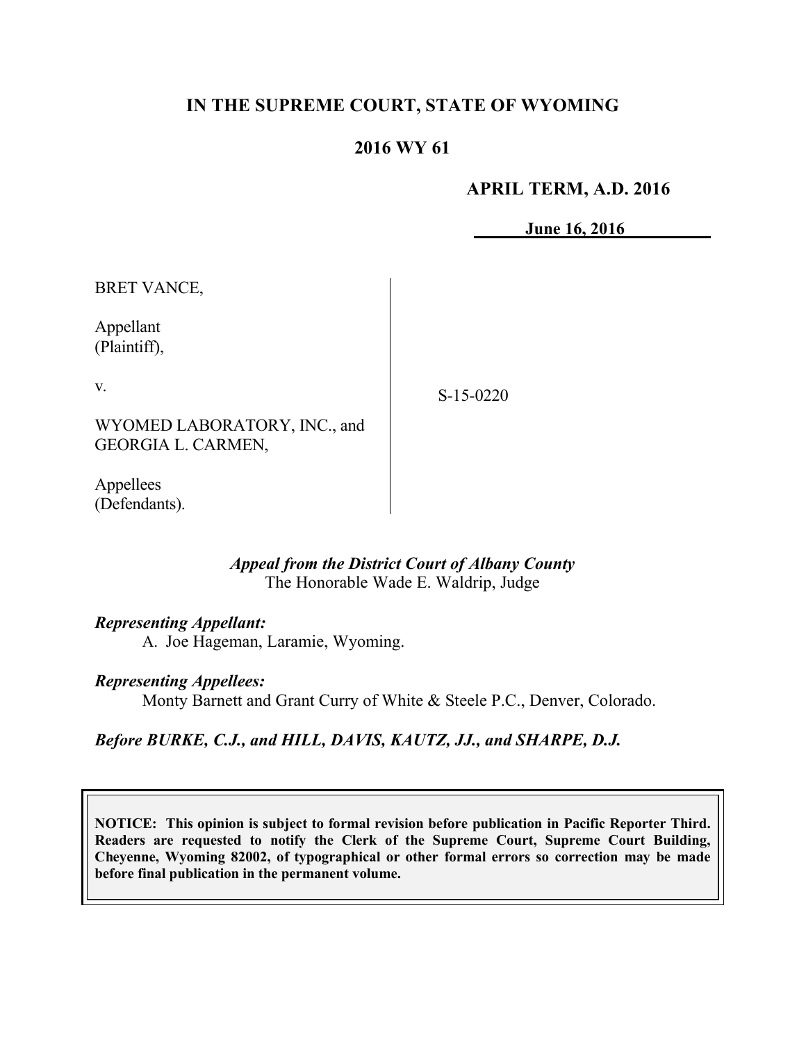**IN THE SUPREME COURT, STATE OF WYOMING**

**2016 WY 61**

**APRIL TERM, A.D. 2016**

**June 16, 2016**

| | |
|---|---|
| BRET VANCE,<br><br>Appellant<br>(Plaintiff),<br><br>v.<br><br>WYOMED LABORATORY, INC., and GEORGIA L. CARMEN,<br><br>Appellees<br>(Defendants). | S-15-0220 |

*Appeal from the District Court of Albany County*
The Honorable Wade E. Waldrip, Judge

***Representing Appellant:***
A. Joe Hageman, Laramie, Wyoming.

***Representing Appellees:***
Monty Barnett and Grant Curry of White & Steele P.C., Denver, Colorado.

***Before BURKE, C.J., and HILL, DAVIS, KAUTZ, JJ., and SHARPE, D.J.***

**NOTICE: This opinion is subject to formal revision before publication in Pacific Reporter Third. Readers are requested to notify the Clerk of the Supreme Court, Supreme Court Building, Cheyenne, Wyoming 82002, of typographical or other formal errors so correction may be made before final publication in the permanent volume.**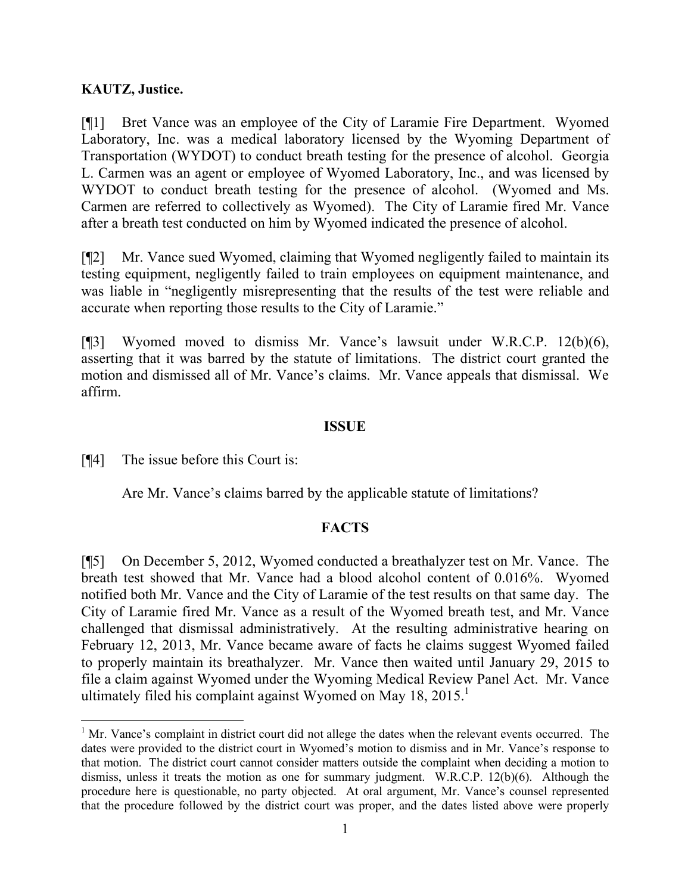**KAUTZ, Justice.**

[¶1] Bret Vance was an employee of the City of Laramie Fire Department. Wyomed Laboratory, Inc. was a medical laboratory licensed by the Wyoming Department of Transportation (WYDOT) to conduct breath testing for the presence of alcohol. Georgia L. Carmen was an agent or employee of Wyomed Laboratory, Inc., and was licensed by WYDOT to conduct breath testing for the presence of alcohol. (Wyomed and Ms. Carmen are referred to collectively as Wyomed). The City of Laramie fired Mr. Vance after a breath test conducted on him by Wyomed indicated the presence of alcohol.

[¶2] Mr. Vance sued Wyomed, claiming that Wyomed negligently failed to maintain its testing equipment, negligently failed to train employees on equipment maintenance, and was liable in "negligently misrepresenting that the results of the test were reliable and accurate when reporting those results to the City of Laramie."

[¶3] Wyomed moved to dismiss Mr. Vance's lawsuit under W.R.C.P. 12(b)(6), asserting that it was barred by the statute of limitations. The district court granted the motion and dismissed all of Mr. Vance's claims. Mr. Vance appeals that dismissal. We affirm.

## ISSUE

[¶4] The issue before this Court is:

Are Mr. Vance's claims barred by the applicable statute of limitations?

## FACTS

[¶5] On December 5, 2012, Wyomed conducted a breathalyzer test on Mr. Vance. The breath test showed that Mr. Vance had a blood alcohol content of 0.016%. Wyomed notified both Mr. Vance and the City of Laramie of the test results on that same day. The City of Laramie fired Mr. Vance as a result of the Wyomed breath test, and Mr. Vance challenged that dismissal administratively. At the resulting administrative hearing on February 12, 2013, Mr. Vance became aware of facts he claims suggest Wyomed failed to properly maintain its breathalyzer. Mr. Vance then waited until January 29, 2015 to file a claim against Wyomed under the Wyoming Medical Review Panel Act. Mr. Vance ultimately filed his complaint against Wyomed on May 18, 2015.[1]

[1] Mr. Vance's complaint in district court did not allege the dates when the relevant events occurred. The dates were provided to the district court in Wyomed's motion to dismiss and in Mr. Vance's response to that motion. The district court cannot consider matters outside the complaint when deciding a motion to dismiss, unless it treats the motion as one for summary judgment. W.R.C.P. 12(b)(6). Although the procedure here is questionable, no party objected. At oral argument, Mr. Vance's counsel represented that the procedure followed by the district court was proper, and the dates listed above were properly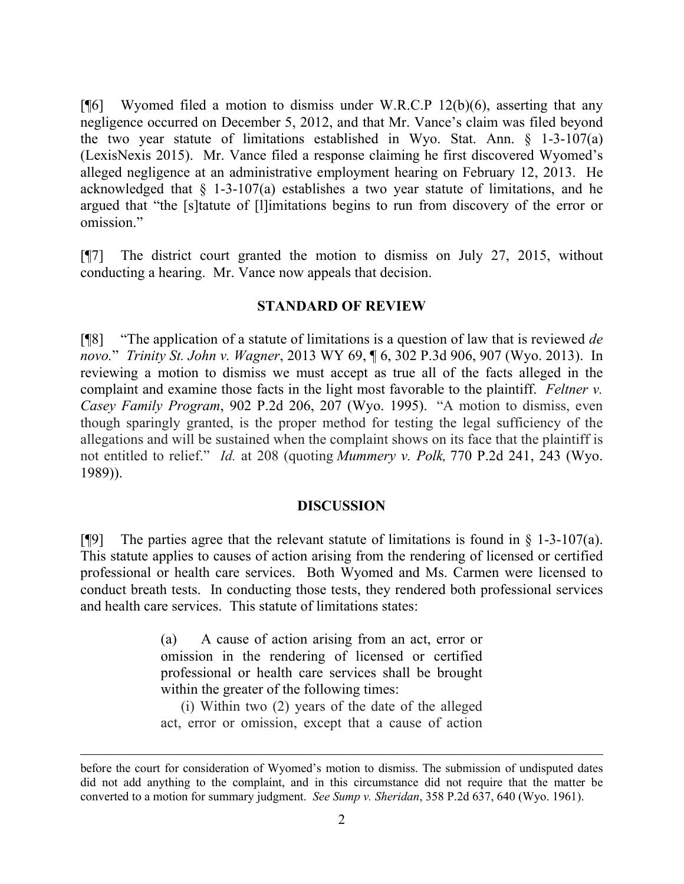[¶6] Wyomed filed a motion to dismiss under W.R.C.P 12(b)(6), asserting that any negligence occurred on December 5, 2012, and that Mr. Vance's claim was filed beyond the two year statute of limitations established in Wyo. Stat. Ann. § 1-3-107(a) (LexisNexis 2015). Mr. Vance filed a response claiming he first discovered Wyomed's alleged negligence at an administrative employment hearing on February 12, 2013. He acknowledged that § 1-3-107(a) establishes a two year statute of limitations, and he argued that "the [s]tatute of [l]imitations begins to run from discovery of the error or omission."

[¶7] The district court granted the motion to dismiss on July 27, 2015, without conducting a hearing. Mr. Vance now appeals that decision.

## STANDARD OF REVIEW

[¶8] "The application of a statute of limitations is a question of law that is reviewed *de novo.*" *Trinity St. John v. Wagner*, 2013 WY 69, ¶ 6, 302 P.3d 906, 907 (Wyo. 2013). In reviewing a motion to dismiss we must accept as true all of the facts alleged in the complaint and examine those facts in the light most favorable to the plaintiff. *Feltner v. Casey Family Program*, 902 P.2d 206, 207 (Wyo. 1995). "A motion to dismiss, even though sparingly granted, is the proper method for testing the legal sufficiency of the allegations and will be sustained when the complaint shows on its face that the plaintiff is not entitled to relief." *Id.* at 208 (quoting *Mummery v. Polk,* 770 P.2d 241, 243 (Wyo. 1989)).

## DISCUSSION

[¶9] The parties agree that the relevant statute of limitations is found in § 1-3-107(a). This statute applies to causes of action arising from the rendering of licensed or certified professional or health care services. Both Wyomed and Ms. Carmen were licensed to conduct breath tests. In conducting those tests, they rendered both professional services and health care services. This statute of limitations states:

> (a) A cause of action arising from an act, error or omission in the rendering of licensed or certified professional or health care services shall be brought within the greater of the following times:
>
> (i) Within two (2) years of the date of the alleged act, error or omission, except that a cause of action

---

before the court for consideration of Wyomed's motion to dismiss. The submission of undisputed dates did not add anything to the complaint, and in this circumstance did not require that the matter be converted to a motion for summary judgment. *See Sump v. Sheridan*, 358 P.2d 637, 640 (Wyo. 1961).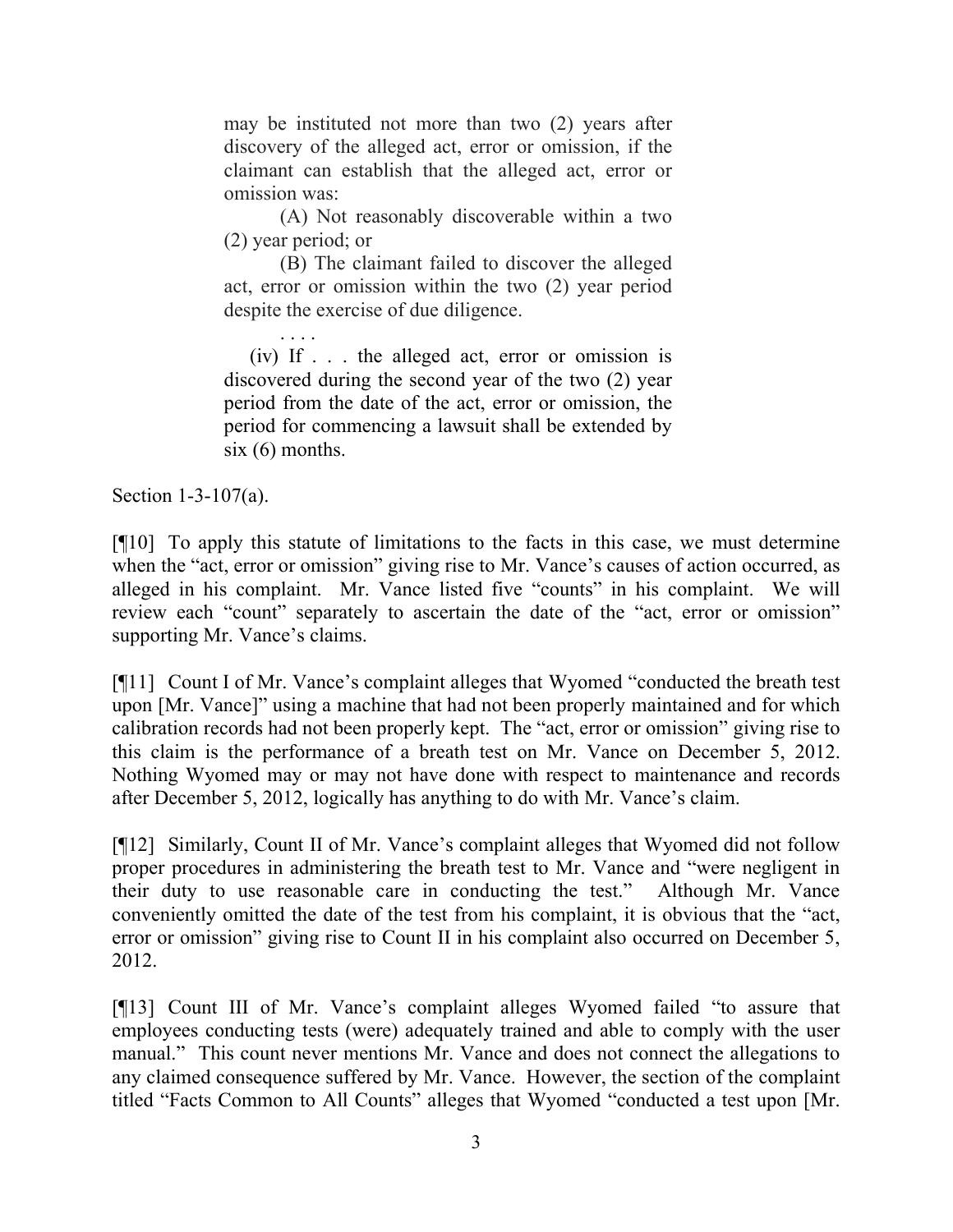> may be instituted not more than two (2) years after discovery of the alleged act, error or omission, if the claimant can establish that the alleged act, error or omission was:
>
> (A) Not reasonably discoverable within a two (2) year period; or
>
> (B) The claimant failed to discover the alleged act, error or omission within the two (2) year period despite the exercise of due diligence.
>
> . . . .
>
> (iv) If . . . the alleged act, error or omission is discovered during the second year of the two (2) year period from the date of the act, error or omission, the period for commencing a lawsuit shall be extended by six (6) months.

Section 1-3-107(a).

[¶10] To apply this statute of limitations to the facts in this case, we must determine when the "act, error or omission" giving rise to Mr. Vance's causes of action occurred, as alleged in his complaint. Mr. Vance listed five "counts" in his complaint. We will review each "count" separately to ascertain the date of the "act, error or omission" supporting Mr. Vance's claims.

[¶11] Count I of Mr. Vance's complaint alleges that Wyomed "conducted the breath test upon [Mr. Vance]" using a machine that had not been properly maintained and for which calibration records had not been properly kept. The "act, error or omission" giving rise to this claim is the performance of a breath test on Mr. Vance on December 5, 2012. Nothing Wyomed may or may not have done with respect to maintenance and records after December 5, 2012, logically has anything to do with Mr. Vance's claim.

[¶12] Similarly, Count II of Mr. Vance's complaint alleges that Wyomed did not follow proper procedures in administering the breath test to Mr. Vance and "were negligent in their duty to use reasonable care in conducting the test." Although Mr. Vance conveniently omitted the date of the test from his complaint, it is obvious that the "act, error or omission" giving rise to Count II in his complaint also occurred on December 5, 2012.

[¶13] Count III of Mr. Vance's complaint alleges Wyomed failed "to assure that employees conducting tests (were) adequately trained and able to comply with the user manual." This count never mentions Mr. Vance and does not connect the allegations to any claimed consequence suffered by Mr. Vance. However, the section of the complaint titled "Facts Common to All Counts" alleges that Wyomed "conducted a test upon [Mr.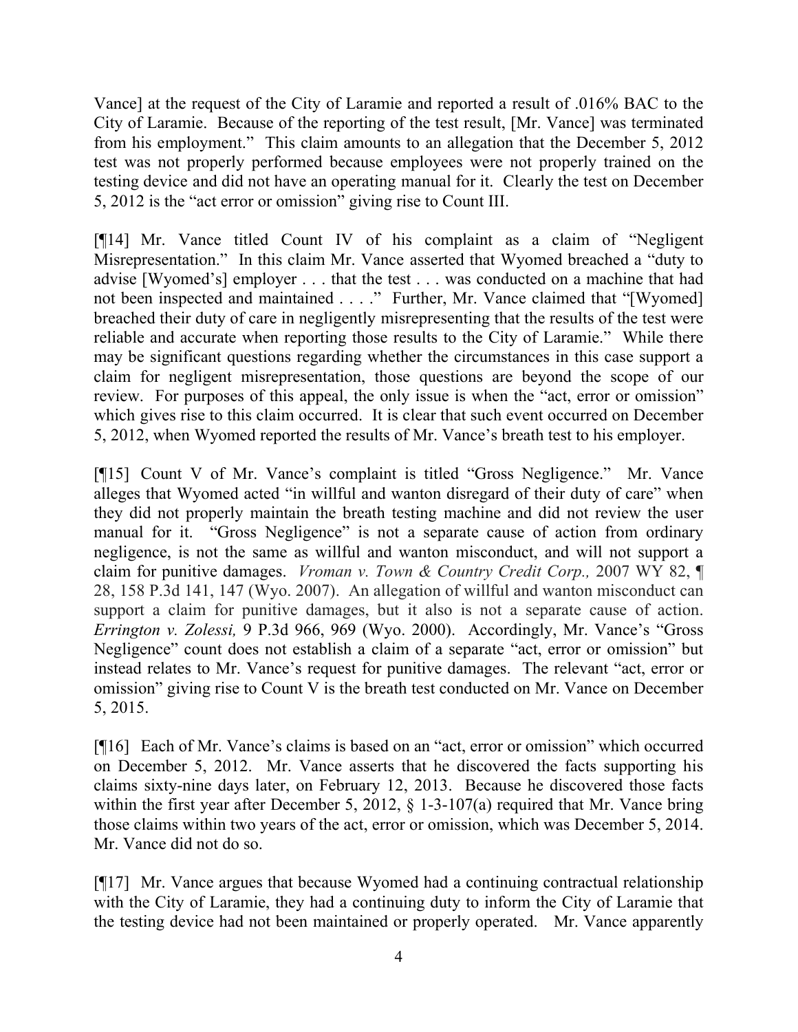Vance] at the request of the City of Laramie and reported a result of .016% BAC to the City of Laramie. Because of the reporting of the test result, [Mr. Vance] was terminated from his employment." This claim amounts to an allegation that the December 5, 2012 test was not properly performed because employees were not properly trained on the testing device and did not have an operating manual for it. Clearly the test on December 5, 2012 is the "act error or omission" giving rise to Count III.

[¶14] Mr. Vance titled Count IV of his complaint as a claim of "Negligent Misrepresentation." In this claim Mr. Vance asserted that Wyomed breached a "duty to advise [Wyomed's] employer . . . that the test . . . was conducted on a machine that had not been inspected and maintained . . . ." Further, Mr. Vance claimed that "[Wyomed] breached their duty of care in negligently misrepresenting that the results of the test were reliable and accurate when reporting those results to the City of Laramie." While there may be significant questions regarding whether the circumstances in this case support a claim for negligent misrepresentation, those questions are beyond the scope of our review. For purposes of this appeal, the only issue is when the "act, error or omission" which gives rise to this claim occurred. It is clear that such event occurred on December 5, 2012, when Wyomed reported the results of Mr. Vance's breath test to his employer.

[¶15] Count V of Mr. Vance's complaint is titled "Gross Negligence." Mr. Vance alleges that Wyomed acted "in willful and wanton disregard of their duty of care" when they did not properly maintain the breath testing machine and did not review the user manual for it. "Gross Negligence" is not a separate cause of action from ordinary negligence, is not the same as willful and wanton misconduct, and will not support a claim for punitive damages. *Vroman v. Town & Country Credit Corp.,* 2007 WY 82, ¶ 28, 158 P.3d 141, 147 (Wyo. 2007). An allegation of willful and wanton misconduct can support a claim for punitive damages, but it also is not a separate cause of action. *Errington v. Zolessi,* 9 P.3d 966, 969 (Wyo. 2000). Accordingly, Mr. Vance's "Gross Negligence" count does not establish a claim of a separate "act, error or omission" but instead relates to Mr. Vance's request for punitive damages. The relevant "act, error or omission" giving rise to Count V is the breath test conducted on Mr. Vance on December 5, 2015.

[¶16] Each of Mr. Vance's claims is based on an "act, error or omission" which occurred on December 5, 2012. Mr. Vance asserts that he discovered the facts supporting his claims sixty-nine days later, on February 12, 2013. Because he discovered those facts within the first year after December 5, 2012, § 1-3-107(a) required that Mr. Vance bring those claims within two years of the act, error or omission, which was December 5, 2014. Mr. Vance did not do so.

[¶17] Mr. Vance argues that because Wyomed had a continuing contractual relationship with the City of Laramie, they had a continuing duty to inform the City of Laramie that the testing device had not been maintained or properly operated. Mr. Vance apparently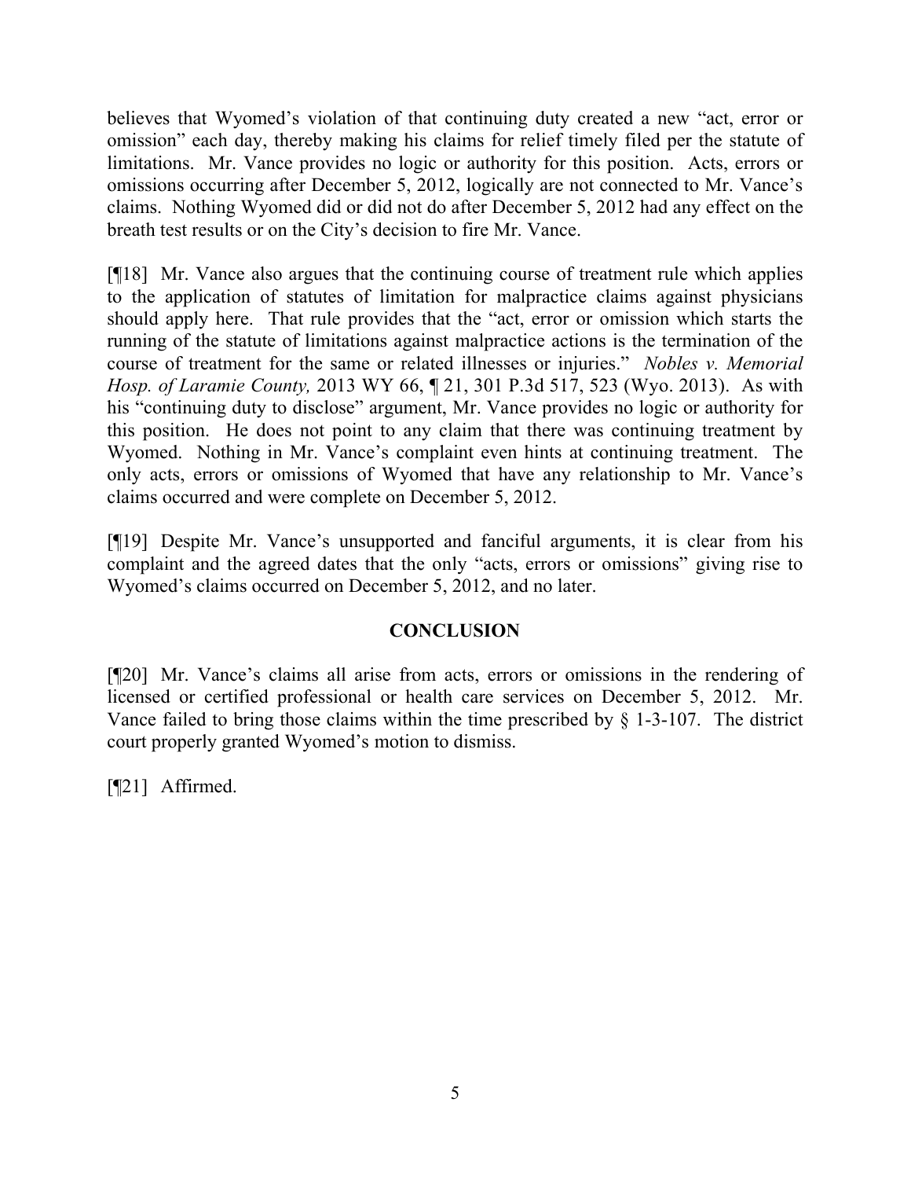believes that Wyomed's violation of that continuing duty created a new "act, error or omission" each day, thereby making his claims for relief timely filed per the statute of limitations. Mr. Vance provides no logic or authority for this position. Acts, errors or omissions occurring after December 5, 2012, logically are not connected to Mr. Vance's claims. Nothing Wyomed did or did not do after December 5, 2012 had any effect on the breath test results or on the City's decision to fire Mr. Vance.

[¶18] Mr. Vance also argues that the continuing course of treatment rule which applies to the application of statutes of limitation for malpractice claims against physicians should apply here. That rule provides that the "act, error or omission which starts the running of the statute of limitations against malpractice actions is the termination of the course of treatment for the same or related illnesses or injuries." *Nobles v. Memorial Hosp. of Laramie County,* 2013 WY 66, ¶ 21, 301 P.3d 517, 523 (Wyo. 2013). As with his "continuing duty to disclose" argument, Mr. Vance provides no logic or authority for this position. He does not point to any claim that there was continuing treatment by Wyomed. Nothing in Mr. Vance's complaint even hints at continuing treatment. The only acts, errors or omissions of Wyomed that have any relationship to Mr. Vance's claims occurred and were complete on December 5, 2012.

[¶19] Despite Mr. Vance's unsupported and fanciful arguments, it is clear from his complaint and the agreed dates that the only "acts, errors or omissions" giving rise to Wyomed's claims occurred on December 5, 2012, and no later.

## CONCLUSION

[¶20] Mr. Vance's claims all arise from acts, errors or omissions in the rendering of licensed or certified professional or health care services on December 5, 2012. Mr. Vance failed to bring those claims within the time prescribed by § 1-3-107. The district court properly granted Wyomed's motion to dismiss.

[¶21] Affirmed.